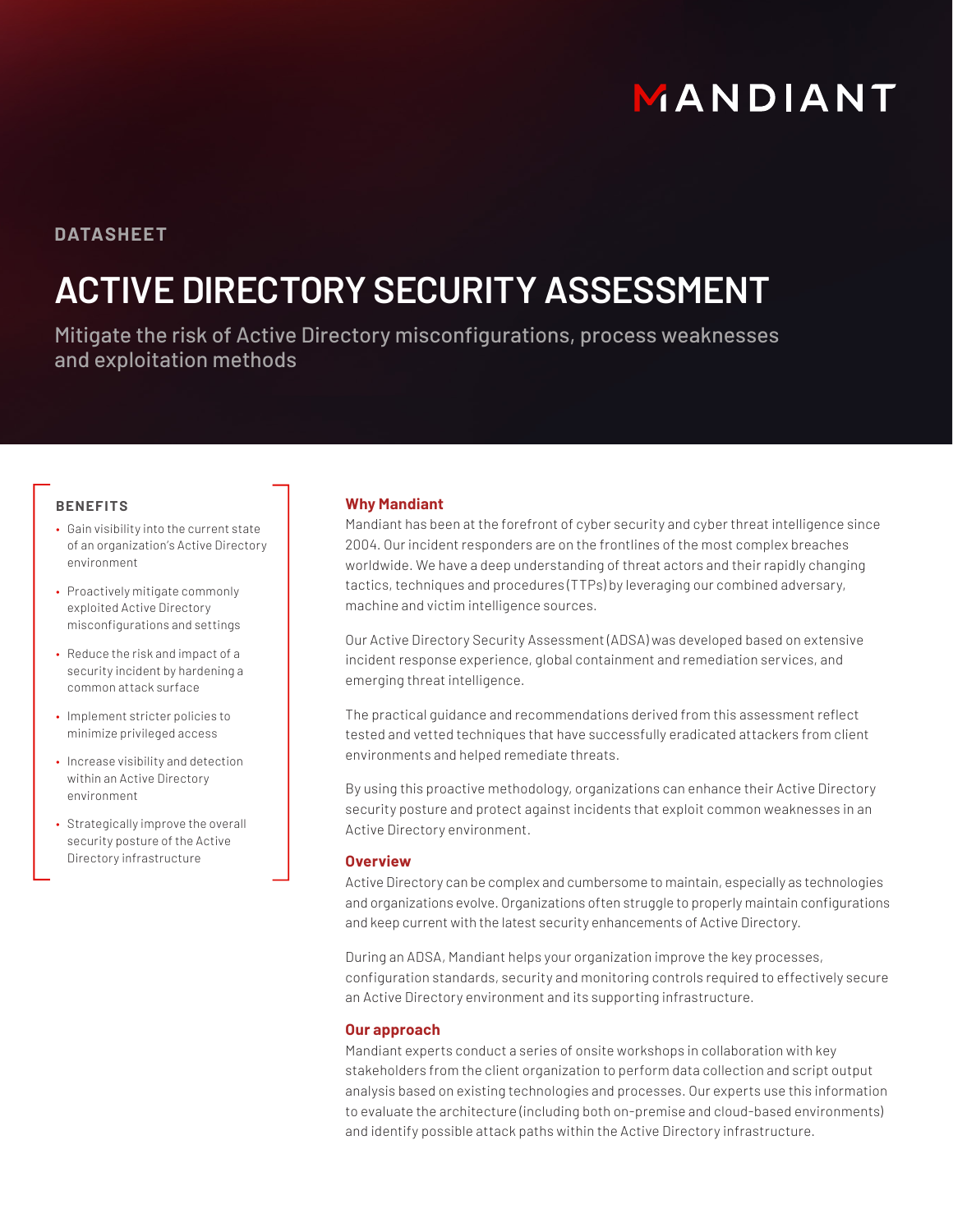MANDIANT

DATASHEET

# ACTIVE DIRECTORY SECURITY ASSESSMENT

Mitigate the risk of Active Directory misconfigurations, process weaknesses and exploitation methods

### BENEFITS

- Gain visibility into the current state of an organization's Active Directory environment
- Proactively mitigate commonly exploited Active Directory misconfigurations and settings
- Reduce the risk and impact of a security incident by hardening a common attack surface
- Implement stricter policies to minimize privileged access
- Increase visibility and detection within an Active Directory environment
- Strategically improve the overall security posture of the Active Directory infrastructure

## Why Mandiant

Mandiant has been at the forefront of cyber security and cyber threat intelligence since 2004. Our incident responders are on the frontlines of the most complex breaches worldwide. We have a deep understanding of threat actors and their rapidly changing tactics, techniques and procedures (TTPs) by leveraging our combined adversary, machine and victim intelligence sources.

Our Active Directory Security Assessment (ADSA) was developed based on extensive incident response experience, global containment and remediation services, and emerging threat intelligence.

The practical guidance and recommendations derived from this assessment reflect tested and vetted techniques that have successfully eradicated attackers from client environments and helped remediate threats.

By using this proactive methodology, organizations can enhance their Active Directory security posture and protect against incidents that exploit common weaknesses in an Active Directory environment.

## Overview

Active Directory can be complex and cumbersome to maintain, especially as technologies and organizations evolve. Organizations often struggle to properly maintain configurations and keep current with the latest security enhancements of Active Directory.

During an ADSA, Mandiant helps your organization improve the key processes, configuration standards, security and monitoring controls required to effectively secure an Active Directory environment and its supporting infrastructure.

## Our approach

Mandiant experts conduct a series of onsite workshops in collaboration with key stakeholders from the client organization to perform data collection and script output analysis based on existing technologies and processes. Our experts use this information to evaluate the architecture (including both on-premise and cloud-based environments) and identify possible attack paths within the Active Directory infrastructure.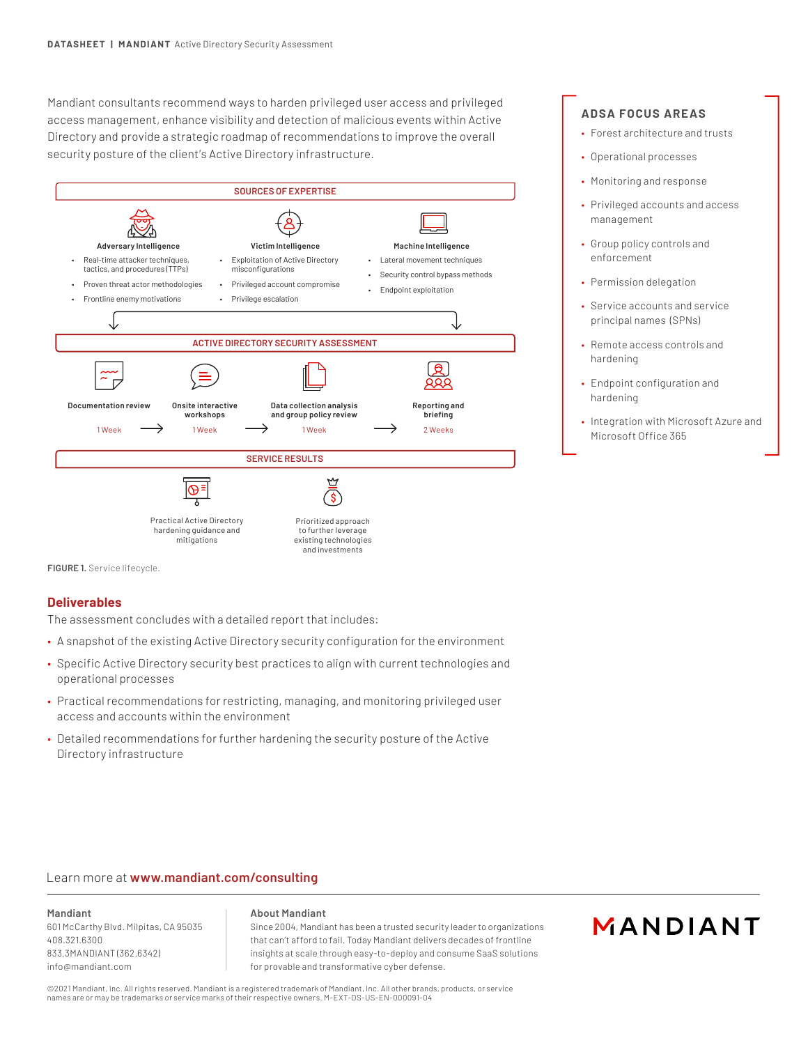Mandiant consultants recommend ways to harden privileged user access and privileged access management, enhance visibility and detection of malicious events within Active Directory and provide a strategic roadmap of recommendations to improve the overall security posture of the client's Active Directory infrastructure.

SOURCES OF EXPERTISE

**Adversary Intelligence**
- Real-time attacker techniques, tactics, and procedures (TTPs)
- Proven threat actor methodologies
- Frontline enemy motivations

**Victim Intelligence**
- Exploitation of Active Directory misconfigurations
- Privileged account compromise
- Privilege escalation

**Machine Intelligence**
- Lateral movement techniques
- Security control bypass methods
- Endpoint exploitation

ACTIVE DIRECTORY SECURITY ASSESSMENT

Documentation review
1 Week

Onsite interactive workshops
1 Week

Data collection analysis and group policy review
1 Week

Reporting and briefing
2 Weeks

SERVICE RESULTS

Practical Active Directory hardening guidance and mitigations

Prioritized approach to further leverage existing technologies and investments

**FIGURE 1.** Service lifecycle.

## Deliverables

The assessment concludes with a detailed report that includes:

- A snapshot of the existing Active Directory security configuration for the environment
- Specific Active Directory security best practices to align with current technologies and operational processes
- Practical recommendations for restricting, managing, and monitoring privileged user access and accounts within the environment
- Detailed recommendations for further hardening the security posture of the Active Directory infrastructure

### ADSA FOCUS AREAS

- Forest architecture and trusts
- Operational processes
- Monitoring and response
- Privileged accounts and access management
- Group policy controls and enforcement
- Permission delegation
- Service accounts and service principal names (SPNs)
- Remote access controls and hardening
- Endpoint configuration and hardening
- Integration with Microsoft Azure and Microsoft Office 365

Learn more at **www.mandiant.com/consulting**

**Mandiant**
601 McCarthy Blvd. Milpitas, CA 95035
408.321.6300
833.3MANDIANT (362.6342)
info@mandiant.com

**About Mandiant**
Since 2004, Mandiant has been a trusted security leader to organizations that can't afford to fail. Today Mandiant delivers decades of frontline insights at scale through easy-to-deploy and consume SaaS solutions for provable and transformative cyber defense.

MANDIANT

©2021 Mandiant, Inc. All rights reserved. Mandiant is a registered trademark of Mandiant, Inc. All other brands, products, or service names are or may be trademarks or service marks of their respective owners. M-EXT-DS-US-EN-000091-04